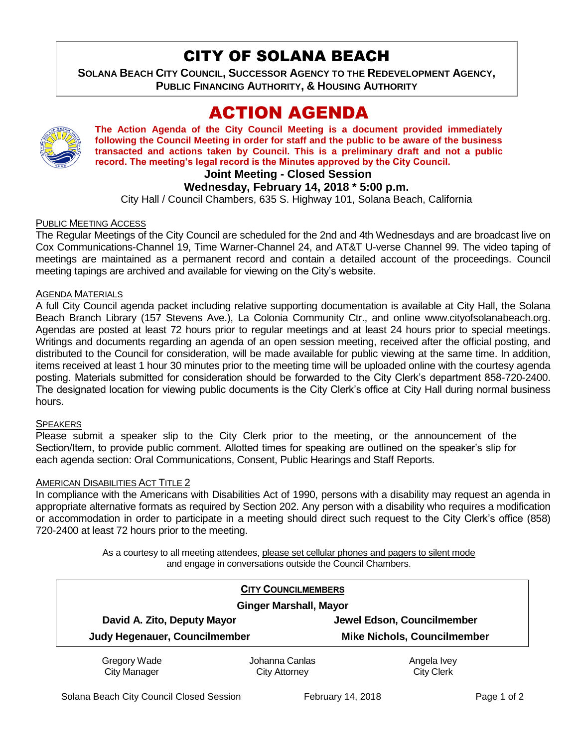# CITY OF SOLANA BEACH

**SOLANA BEACH CITY COUNCIL, SUCCESSOR AGENCY TO THE REDEVELOPMENT AGENCY, PUBLIC FINANCING AUTHORITY, & HOUSING AUTHORITY**

# ACTION AGENDA

**The Action Agenda of the City Council Meeting is a document provided immediately following the Council Meeting in order for staff and the public to be aware of the business transacted and actions taken by Council. This is a preliminary draft and not a public record. The meeting's legal record is the Minutes approved by the City Council.**

**Joint Meeting - Closed Session**

**Wednesday, February 14, 2018 * 5:00 p.m.**

City Hall / Council Chambers, 635 S. Highway 101, Solana Beach, California

PUBLIC MEETING ACCESS

The Regular Meetings of the City Council are scheduled for the 2nd and 4th Wednesdays and are broadcast live on Cox Communications-Channel 19, Time Warner-Channel 24, and AT&T U-verse Channel 99. The video taping of meetings are maintained as a permanent record and contain a detailed account of the proceedings. Council meeting tapings are archived and available for viewing on the City's website.

AGENDA MATERIALS

A full City Council agenda packet including relative supporting documentation is available at City Hall, the Solana Beach Branch Library (157 Stevens Ave.), La Colonia Community Ctr., and online www.cityofsolanabeach.org. Agendas are posted at least 72 hours prior to regular meetings and at least 24 hours prior to special meetings. Writings and documents regarding an agenda of an open session meeting, received after the official posting, and distributed to the Council for consideration, will be made available for public viewing at the same time. In addition, items received at least 1 hour 30 minutes prior to the meeting time will be uploaded online with the courtesy agenda posting. Materials submitted for consideration should be forwarded to the City Clerk's department 858-720-2400. The designated location for viewing public documents is the City Clerk's office at City Hall during normal business hours.

SPEAKERS

Please submit a speaker slip to the City Clerk prior to the meeting, or the announcement of the Section/Item, to provide public comment. Allotted times for speaking are outlined on the speaker's slip for each agenda section: Oral Communications, Consent, Public Hearings and Staff Reports.

AMERICAN DISABILITIES ACT TITLE 2

In compliance with the Americans with Disabilities Act of 1990, persons with a disability may request an agenda in appropriate alternative formats as required by Section 202. Any person with a disability who requires a modification or accommodation in order to participate in a meeting should direct such request to the City Clerk's office (858) 720-2400 at least 72 hours prior to the meeting.

As a courtesy to all meeting attendees, please set cellular phones and pagers to silent mode and engage in conversations outside the Council Chambers.

**CITY COUNCILMEMBERS**

**Ginger Marshall, Mayor**

| | |
|---|---|
| **David A. Zito, Deputy Mayor** | **Jewel Edson, Councilmember** |
| **Judy Hegenauer, Councilmember** | **Mike Nichols, Councilmember** |

| | | |
|---|---|---|
| Gregory Wade<br>City Manager | Johanna Canlas<br>City Attorney | Angela Ivey<br>City Clerk |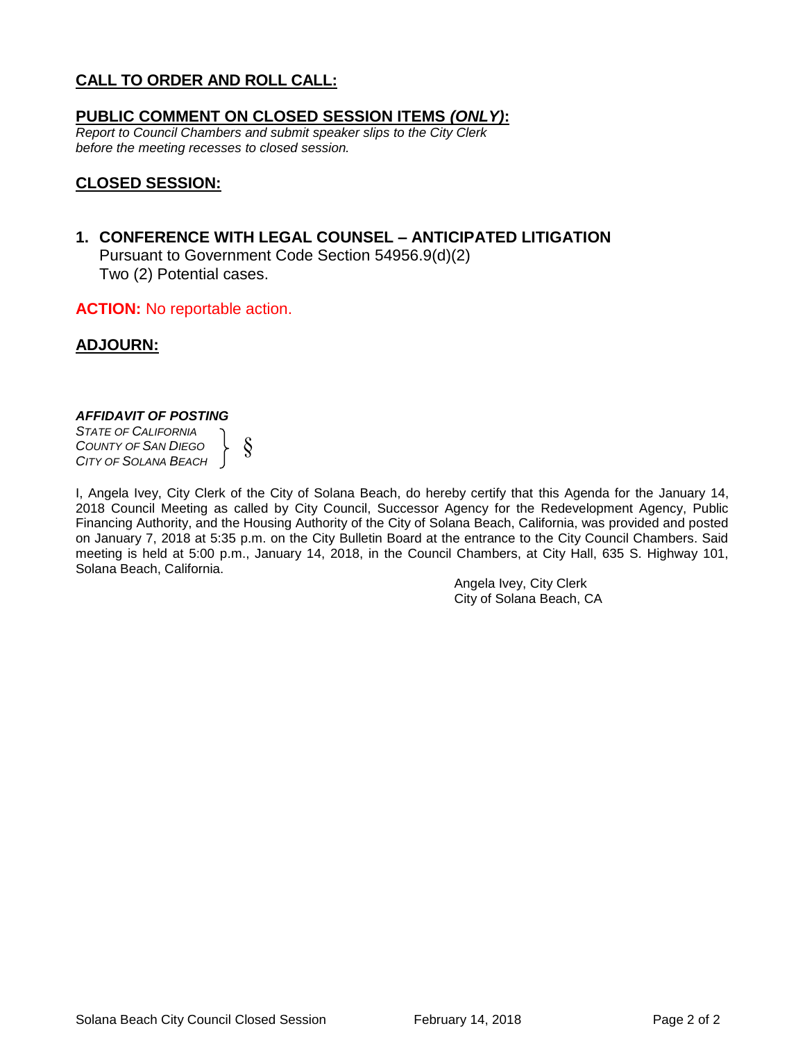## CALL TO ORDER AND ROLL CALL:

## PUBLIC COMMENT ON CLOSED SESSION ITEMS *(ONLY)*:

*Report to Council Chambers and submit speaker slips to the City Clerk before the meeting recesses to closed session.*

## CLOSED SESSION:

### 1. CONFERENCE WITH LEGAL COUNSEL – ANTICIPATED LITIGATION

Pursuant to Government Code Section 54956.9(d)(2)
Two (2) Potential cases.

**ACTION:** No reportable action.

## ADJOURN:

***AFFIDAVIT OF POSTING***

*STATE OF CALIFORNIA*
*COUNTY OF SAN DIEGO* §
*CITY OF SOLANA BEACH*

I, Angela Ivey, City Clerk of the City of Solana Beach, do hereby certify that this Agenda for the January 14, 2018 Council Meeting as called by City Council, Successor Agency for the Redevelopment Agency, Public Financing Authority, and the Housing Authority of the City of Solana Beach, California, was provided and posted on January 7, 2018 at 5:35 p.m. on the City Bulletin Board at the entrance to the City Council Chambers. Said meeting is held at 5:00 p.m., January 14, 2018, in the Council Chambers, at City Hall, 635 S. Highway 101, Solana Beach, California.

Angela Ivey, City Clerk
City of Solana Beach, CA